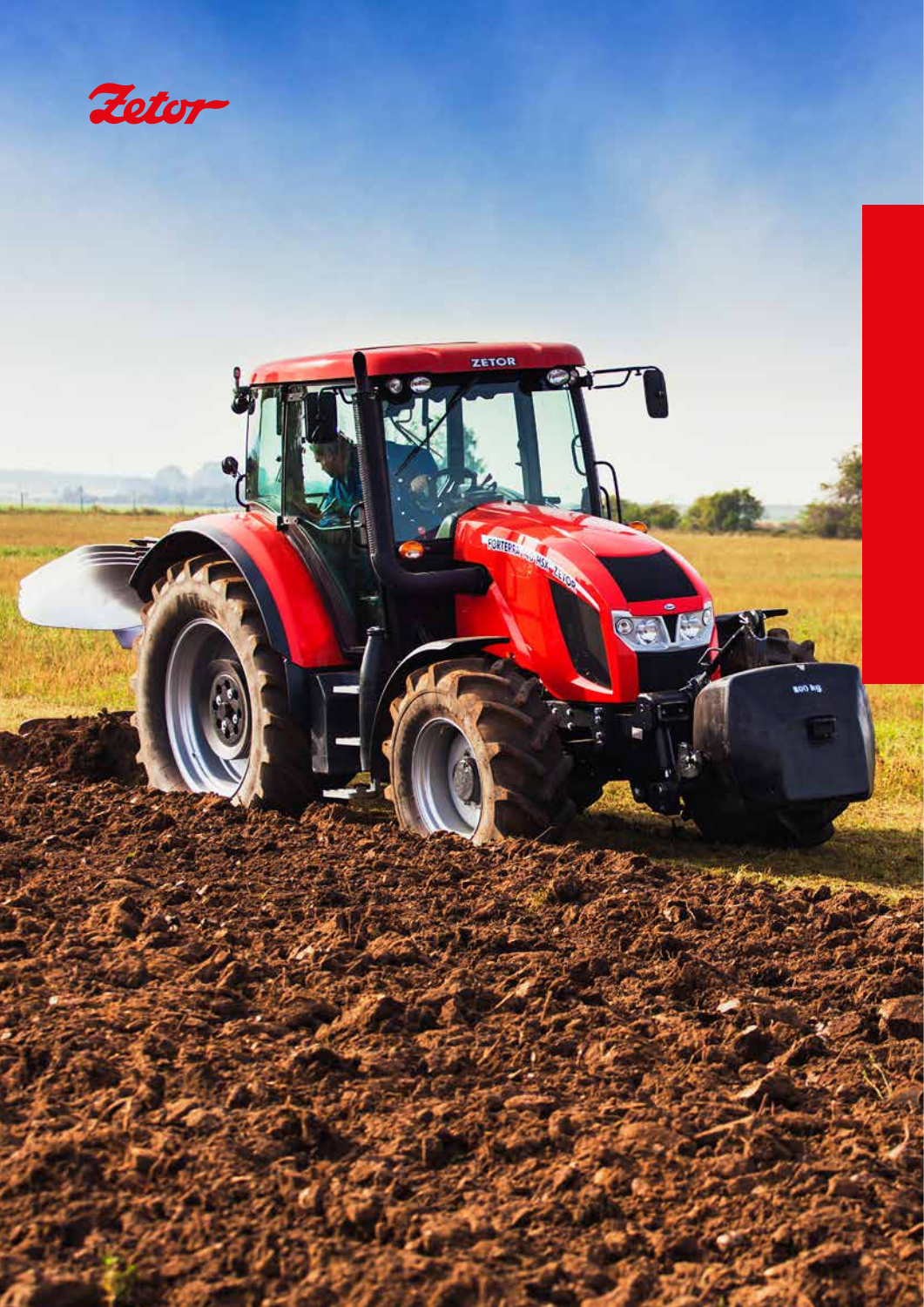Zetor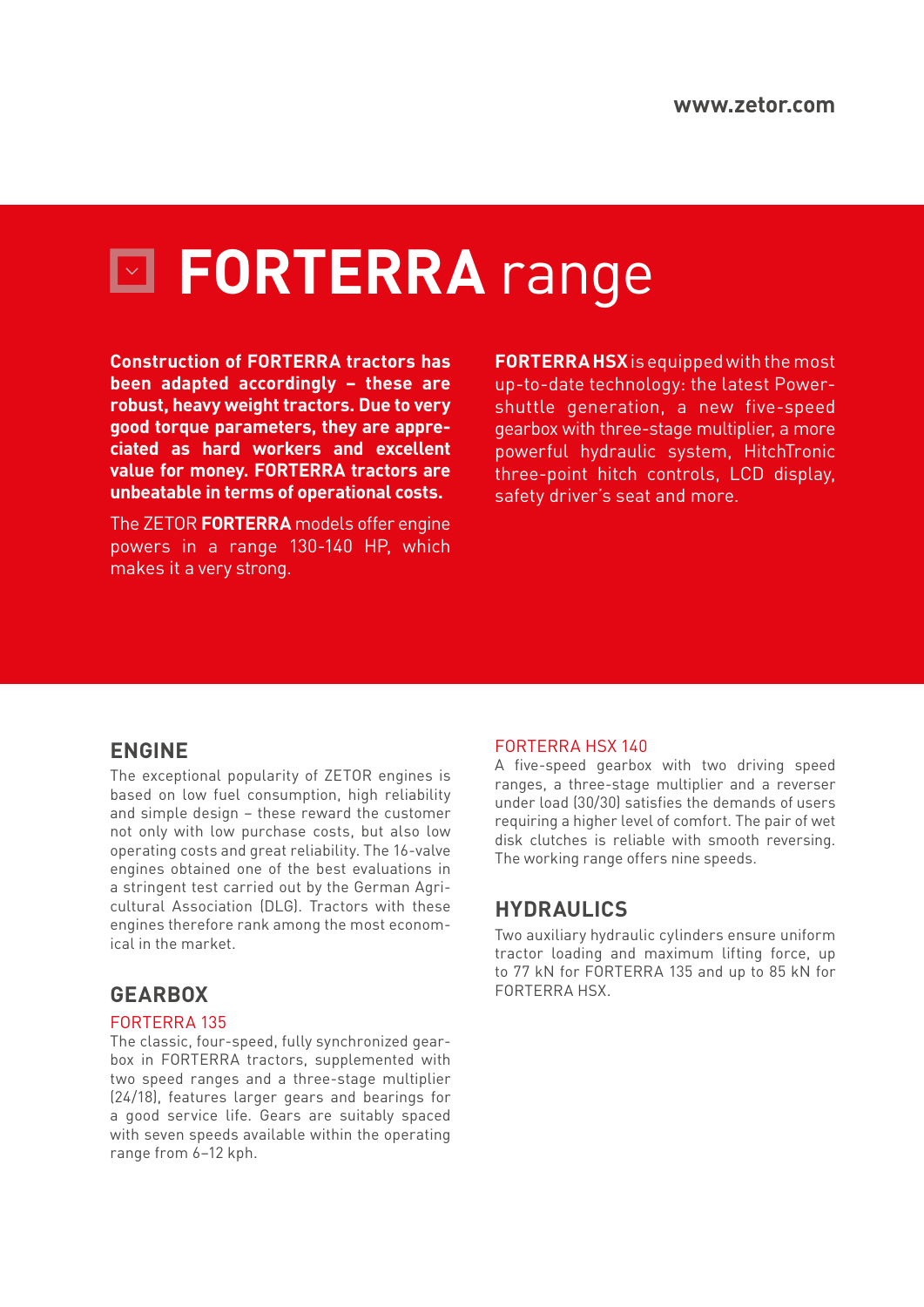# FORTERRA range

**Construction of FORTERRA tractors has been adapted accordingly – these are robust, heavy weight tractors. Due to very good torque parameters, they are appreciated as hard workers and excellent value for money. FORTERRA tractors are unbeatable in terms of operational costs.**

The ZETOR **FORTERRA** models offer engine powers in a range 130-140 HP, which makes it a very strong.

**FORTERRA HSX** is equipped with the most up-to-date technology: the latest Power-shuttle generation, a new five-speed gearbox with three-stage multiplier, a more powerful hydraulic system, HitchTronic three-point hitch controls, LCD display, safety driver's seat and more.

## ENGINE

The exceptional popularity of ZETOR engines is based on low fuel consumption, high reliability and simple design – these reward the customer not only with low purchase costs, but also low operating costs and great reliability. The 16-valve engines obtained one of the best evaluations in a stringent test carried out by the German Agricultural Association (DLG). Tractors with these engines therefore rank among the most economical in the market.

## GEARBOX

### FORTERRA 135

The classic, four-speed, fully synchronized gearbox in FORTERRA tractors, supplemented with two speed ranges and a three-stage multiplier (24/18), features larger gears and bearings for a good service life. Gears are suitably spaced with seven speeds available within the operating range from 6–12 kph.

### FORTERRA HSX 140

A five-speed gearbox with two driving speed ranges, a three-stage multiplier and a reverser under load (30/30) satisfies the demands of users requiring a higher level of comfort. The pair of wet disk clutches is reliable with smooth reversing. The working range offers nine speeds.

## HYDRAULICS

Two auxiliary hydraulic cylinders ensure uniform tractor loading and maximum lifting force, up to 77 kN for FORTERRA 135 and up to 85 kN for FORTERRA HSX.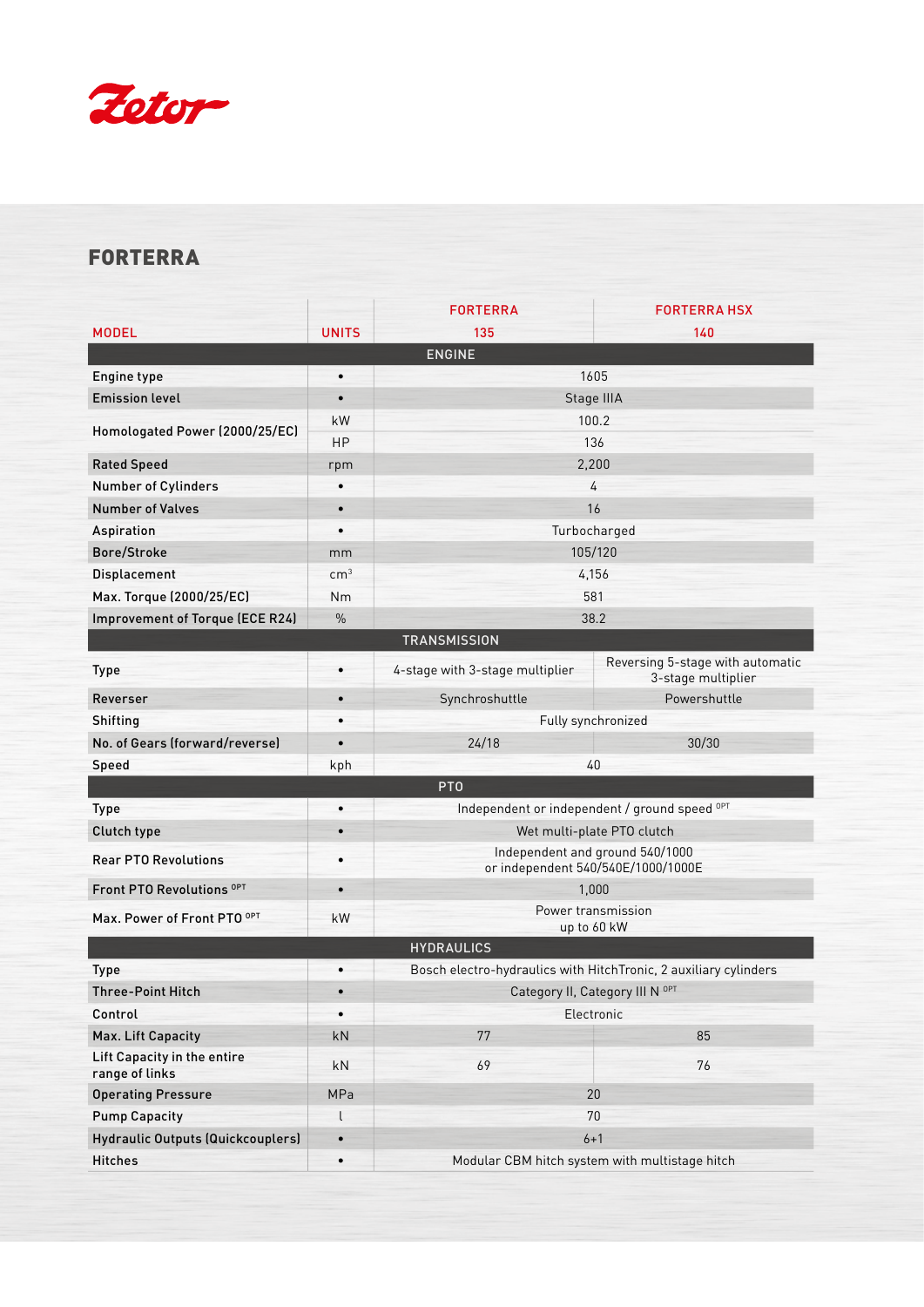Zetor

## FORTERRA

| MODEL | UNITS | FORTERRA 135 | FORTERRA HSX 140 |
|---|---|---|---|
| **ENGINE** | | | |
| Engine type | • | 1605 | 1605 |
| Emission level | • | Stage IIIA | Stage IIIA |
| Homologated Power (2000/25/EC) | kW | 100.2 | 100.2 |
| | HP | 136 | 136 |
| Rated Speed | rpm | 2,200 | 2,200 |
| Number of Cylinders | • | 4 | 4 |
| Number of Valves | • | 16 | 16 |
| Aspiration | • | Turbocharged | Turbocharged |
| Bore/Stroke | mm | 105/120 | 105/120 |
| Displacement | $cm^3$ | 4,156 | 4,156 |
| Max. Torque (2000/25/EC) | Nm | 581 | 581 |
| Improvement of Torque (ECE R24) | % | 38.2 | 38.2 |
| **TRANSMISSION** | | | |
| Type | • | 4-stage with 3-stage multiplier | Reversing 5-stage with automatic 3-stage multiplier |
| Reverser | • | Synchroshuttle | Powershuttle |
| Shifting | • | Fully synchronized | Fully synchronized |
| No. of Gears (forward/reverse) | • | 24/18 | 30/30 |
| Speed | kph | 40 | 40 |
| **PTO** | | | |
| Type | • | Independent or independent / ground speed OPT | Independent or independent / ground speed OPT |
| Clutch type | • | Wet multi-plate PTO clutch | Wet multi-plate PTO clutch |
| Rear PTO Revolutions | • | Independent and ground 540/1000 or independent 540/540E/1000/1000E | Independent and ground 540/1000 or independent 540/540E/1000/1000E |
| Front PTO Revolutions OPT | • | 1,000 | 1,000 |
| Max. Power of Front PTO OPT | kW | Power transmission up to 60 kW | Power transmission up to 60 kW |
| **HYDRAULICS** | | | |
| Type | • | Bosch electro-hydraulics with HitchTronic, 2 auxiliary cylinders | Bosch electro-hydraulics with HitchTronic, 2 auxiliary cylinders |
| Three-Point Hitch | • | Category II, Category III N OPT | Category II, Category III N OPT |
| Control | • | Electronic | Electronic |
| Max. Lift Capacity | kN | 77 | 85 |
| Lift Capacity in the entire range of links | kN | 69 | 76 |
| Operating Pressure | MPa | 20 | 20 |
| Pump Capacity | l | 70 | 70 |
| Hydraulic Outputs (Quickcouplers) | • | 6+1 | 6+1 |
| Hitches | • | Modular CBM hitch system with multistage hitch | Modular CBM hitch system with multistage hitch |